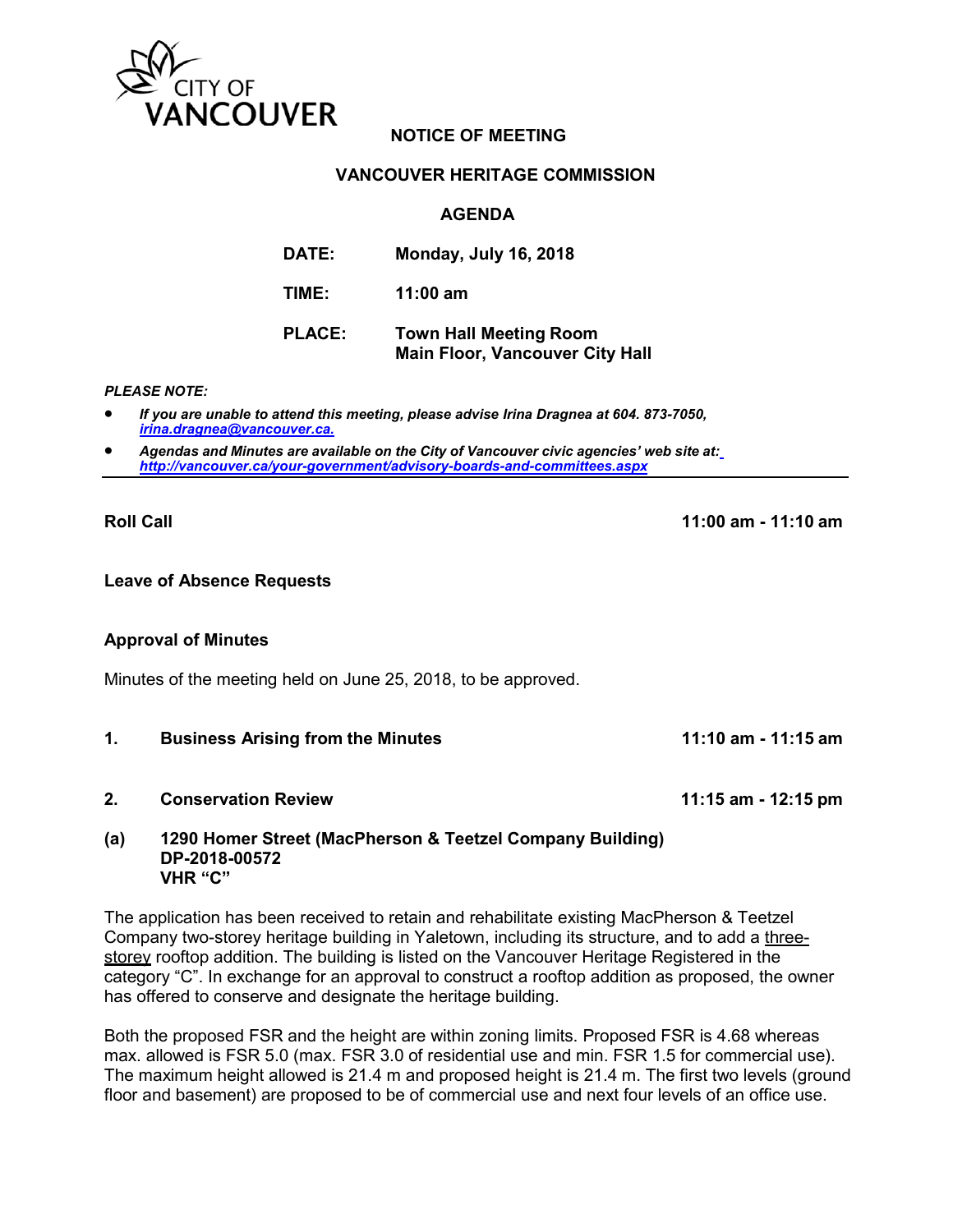CITY OF VANCOUVER

## NOTICE OF MEETING

## VANCOUVER HERITAGE COMMISSION

## AGENDA

**DATE:** Monday, July 16, 2018

**TIME:** 11:00 am

**PLACE:** Town Hall Meeting Room
Main Floor, Vancouver City Hall

***PLEASE NOTE:***

- ***If you are unable to attend this meeting, please advise Irina Dragnea at 604. 873-7050, irina.dragnea@vancouver.ca.***
- ***Agendas and Minutes are available on the City of Vancouver civic agencies' web site at: http://vancouver.ca/your-government/advisory-boards-and-committees.aspx***

---

**Roll Call** 11:00 am - 11:10 am

**Leave of Absence Requests**

**Approval of Minutes**

Minutes of the meeting held on June 25, 2018, to be approved.

**1. Business Arising from the Minutes** 11:10 am - 11:15 am

**2. Conservation Review** 11:15 am - 12:15 pm

**(a) 1290 Homer Street (MacPherson & Teetzel Company Building)**
**DP-2018-00572**
**VHR "C"**

The application has been received to retain and rehabilitate existing MacPherson & Teetzel Company two-storey heritage building in Yaletown, including its structure, and to add a three-storey rooftop addition. The building is listed on the Vancouver Heritage Registered in the category "C". In exchange for an approval to construct a rooftop addition as proposed, the owner has offered to conserve and designate the heritage building.

Both the proposed FSR and the height are within zoning limits. Proposed FSR is 4.68 whereas max. allowed is FSR 5.0 (max. FSR 3.0 of residential use and min. FSR 1.5 for commercial use). The maximum height allowed is 21.4 m and proposed height is 21.4 m. The first two levels (ground floor and basement) are proposed to be of commercial use and next four levels of an office use.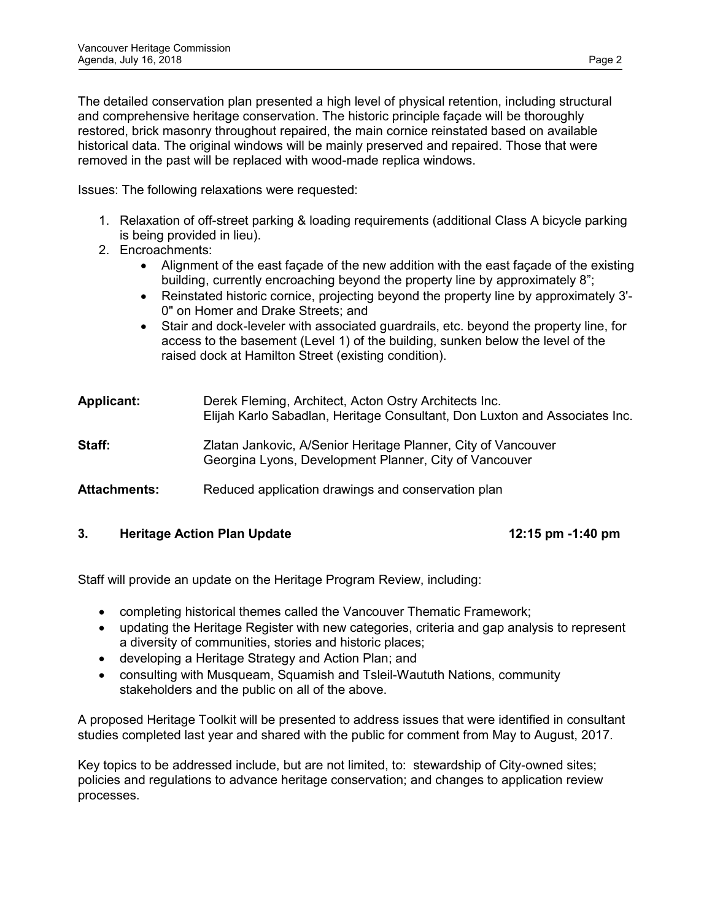The detailed conservation plan presented a high level of physical retention, including structural and comprehensive heritage conservation. The historic principle façade will be thoroughly restored, brick masonry throughout repaired, the main cornice reinstated based on available historical data. The original windows will be mainly preserved and repaired. Those that were removed in the past will be replaced with wood-made replica windows.

Issues: The following relaxations were requested:

1. Relaxation of off-street parking & loading requirements (additional Class A bicycle parking is being provided in lieu).
2. Encroachments:
   - Alignment of the east façade of the new addition with the east façade of the existing building, currently encroaching beyond the property line by approximately 8";
   - Reinstated historic cornice, projecting beyond the property line by approximately 3'-0" on Homer and Drake Streets; and
   - Stair and dock-leveler with associated guardrails, etc. beyond the property line, for access to the basement (Level 1) of the building, sunken below the level of the raised dock at Hamilton Street (existing condition).

**Applicant:** Derek Fleming, Architect, Acton Ostry Architects Inc.
Elijah Karlo Sabadlan, Heritage Consultant, Don Luxton and Associates Inc.

**Staff:** Zlatan Jankovic, A/Senior Heritage Planner, City of Vancouver
Georgina Lyons, Development Planner, City of Vancouver

**Attachments:** Reduced application drawings and conservation plan

## 3. Heritage Action Plan Update 12:15 pm -1:40 pm

Staff will provide an update on the Heritage Program Review, including:

- completing historical themes called the Vancouver Thematic Framework;
- updating the Heritage Register with new categories, criteria and gap analysis to represent a diversity of communities, stories and historic places;
- developing a Heritage Strategy and Action Plan; and
- consulting with Musqueam, Squamish and Tsleil-Waututh Nations, community stakeholders and the public on all of the above.

A proposed Heritage Toolkit will be presented to address issues that were identified in consultant studies completed last year and shared with the public for comment from May to August, 2017.

Key topics to be addressed include, but are not limited, to: stewardship of City-owned sites; policies and regulations to advance heritage conservation; and changes to application review processes.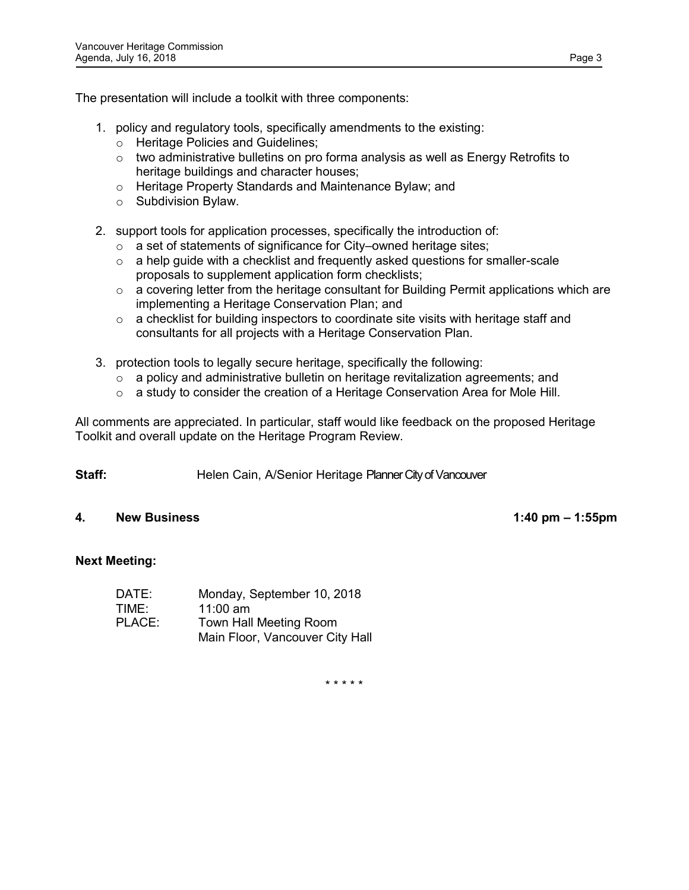The presentation will include a toolkit with three components:

1. policy and regulatory tools, specifically amendments to the existing:
   - Heritage Policies and Guidelines;
   - two administrative bulletins on pro forma analysis as well as Energy Retrofits to heritage buildings and character houses;
   - Heritage Property Standards and Maintenance Bylaw; and
   - Subdivision Bylaw.

2. support tools for application processes, specifically the introduction of:
   - a set of statements of significance for City–owned heritage sites;
   - a help guide with a checklist and frequently asked questions for smaller-scale proposals to supplement application form checklists;
   - a covering letter from the heritage consultant for Building Permit applications which are implementing a Heritage Conservation Plan; and
   - a checklist for building inspectors to coordinate site visits with heritage staff and consultants for all projects with a Heritage Conservation Plan.

3. protection tools to legally secure heritage, specifically the following:
   - a policy and administrative bulletin on heritage revitalization agreements; and
   - a study to consider the creation of a Heritage Conservation Area for Mole Hill.

All comments are appreciated. In particular, staff would like feedback on the proposed Heritage Toolkit and overall update on the Heritage Program Review.

**Staff:** Helen Cain, A/Senior Heritage Planner City of Vancouver

**4. New Business** **1:40 pm – 1:55pm**

**Next Meeting:**

DATE: Monday, September 10, 2018
TIME: 11:00 am
PLACE: Town Hall Meeting Room
Main Floor, Vancouver City Hall

* * * * *